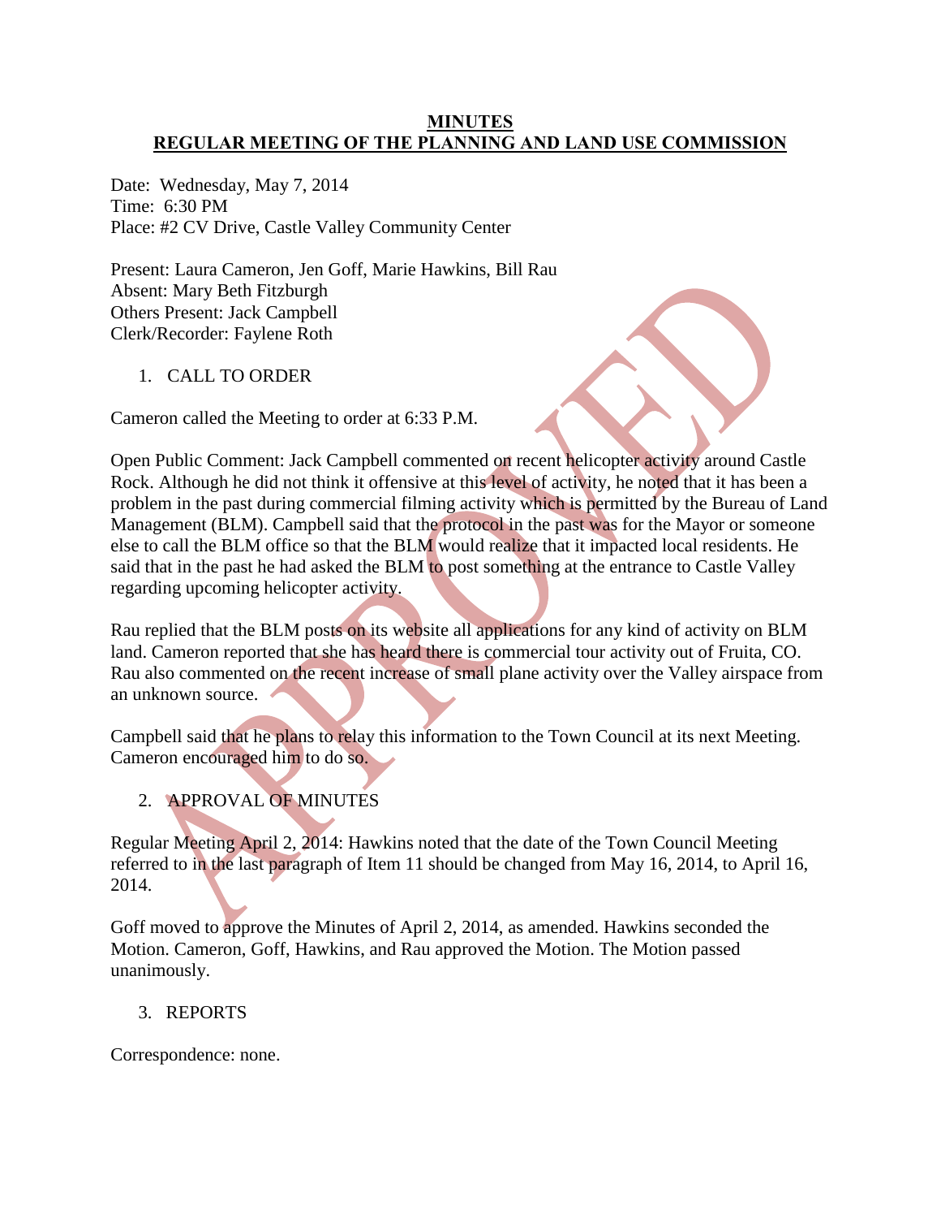**MINUTES**
**REGULAR MEETING OF THE PLANNING AND LAND USE COMMISSION**

Date: Wednesday, May 7, 2014
Time: 6:30 PM
Place: #2 CV Drive, Castle Valley Community Center

Present: Laura Cameron, Jen Goff, Marie Hawkins, Bill Rau
Absent: Mary Beth Fitzburgh
Others Present: Jack Campbell
Clerk/Recorder: Faylene Roth

1. CALL TO ORDER

Cameron called the Meeting to order at 6:33 P.M.

Open Public Comment: Jack Campbell commented on recent helicopter activity around Castle Rock. Although he did not think it offensive at this level of activity, he noted that it has been a problem in the past during commercial filming activity which is permitted by the Bureau of Land Management (BLM). Campbell said that the protocol in the past was for the Mayor or someone else to call the BLM office so that the BLM would realize that it impacted local residents. He said that in the past he had asked the BLM to post something at the entrance to Castle Valley regarding upcoming helicopter activity.

Rau replied that the BLM posts on its website all applications for any kind of activity on BLM land. Cameron reported that she has heard there is commercial tour activity out of Fruita, CO. Rau also commented on the recent increase of small plane activity over the Valley airspace from an unknown source.

Campbell said that he plans to relay this information to the Town Council at its next Meeting. Cameron encouraged him to do so.

2. APPROVAL OF MINUTES

Regular Meeting April 2, 2014: Hawkins noted that the date of the Town Council Meeting referred to in the last paragraph of Item 11 should be changed from May 16, 2014, to April 16, 2014.

Goff moved to approve the Minutes of April 2, 2014, as amended. Hawkins seconded the Motion. Cameron, Goff, Hawkins, and Rau approved the Motion. The Motion passed unanimously.

3. REPORTS

Correspondence: none.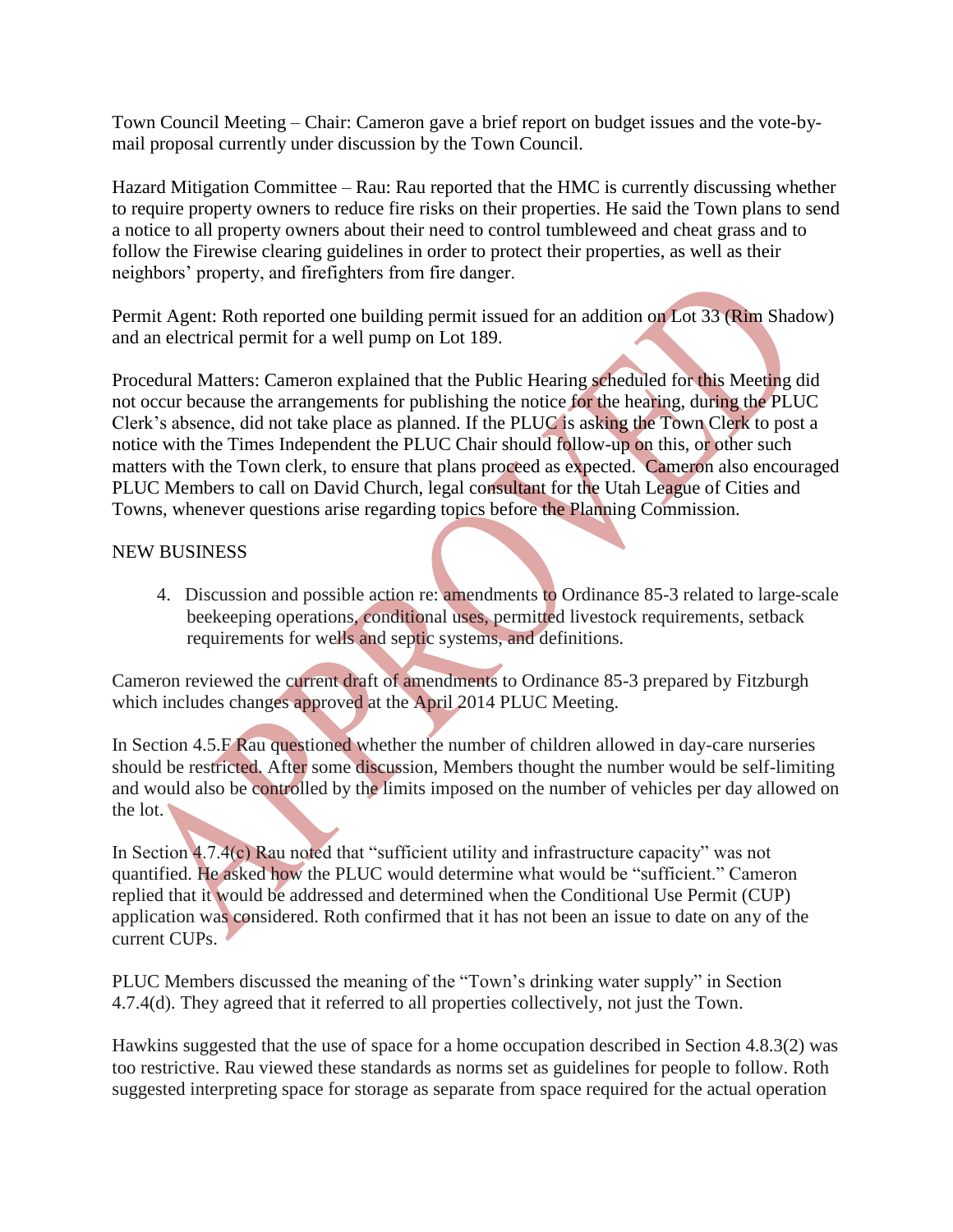Town Council Meeting – Chair: Cameron gave a brief report on budget issues and the vote-by-mail proposal currently under discussion by the Town Council.

Hazard Mitigation Committee – Rau: Rau reported that the HMC is currently discussing whether to require property owners to reduce fire risks on their properties. He said the Town plans to send a notice to all property owners about their need to control tumbleweed and cheat grass and to follow the Firewise clearing guidelines in order to protect their properties, as well as their neighbors' property, and firefighters from fire danger.

Permit Agent: Roth reported one building permit issued for an addition on Lot 33 (Rim Shadow) and an electrical permit for a well pump on Lot 189.

Procedural Matters: Cameron explained that the Public Hearing scheduled for this Meeting did not occur because the arrangements for publishing the notice for the hearing, during the PLUC Clerk's absence, did not take place as planned. If the PLUC is asking the Town Clerk to post a notice with the Times Independent the PLUC Chair should follow-up on this, or other such matters with the Town clerk, to ensure that plans proceed as expected. Cameron also encouraged PLUC Members to call on David Church, legal consultant for the Utah League of Cities and Towns, whenever questions arise regarding topics before the Planning Commission.

NEW BUSINESS

4. Discussion and possible action re: amendments to Ordinance 85-3 related to large-scale beekeeping operations, conditional uses, permitted livestock requirements, setback requirements for wells and septic systems, and definitions.

Cameron reviewed the current draft of amendments to Ordinance 85-3 prepared by Fitzburgh which includes changes approved at the April 2014 PLUC Meeting.

In Section 4.5.F Rau questioned whether the number of children allowed in day-care nurseries should be restricted. After some discussion, Members thought the number would be self-limiting and would also be controlled by the limits imposed on the number of vehicles per day allowed on the lot.

In Section 4.7.4(c) Rau noted that "sufficient utility and infrastructure capacity" was not quantified. He asked how the PLUC would determine what would be "sufficient." Cameron replied that it would be addressed and determined when the Conditional Use Permit (CUP) application was considered. Roth confirmed that it has not been an issue to date on any of the current CUPs.

PLUC Members discussed the meaning of the "Town's drinking water supply" in Section 4.7.4(d). They agreed that it referred to all properties collectively, not just the Town.

Hawkins suggested that the use of space for a home occupation described in Section 4.8.3(2) was too restrictive. Rau viewed these standards as norms set as guidelines for people to follow. Roth suggested interpreting space for storage as separate from space required for the actual operation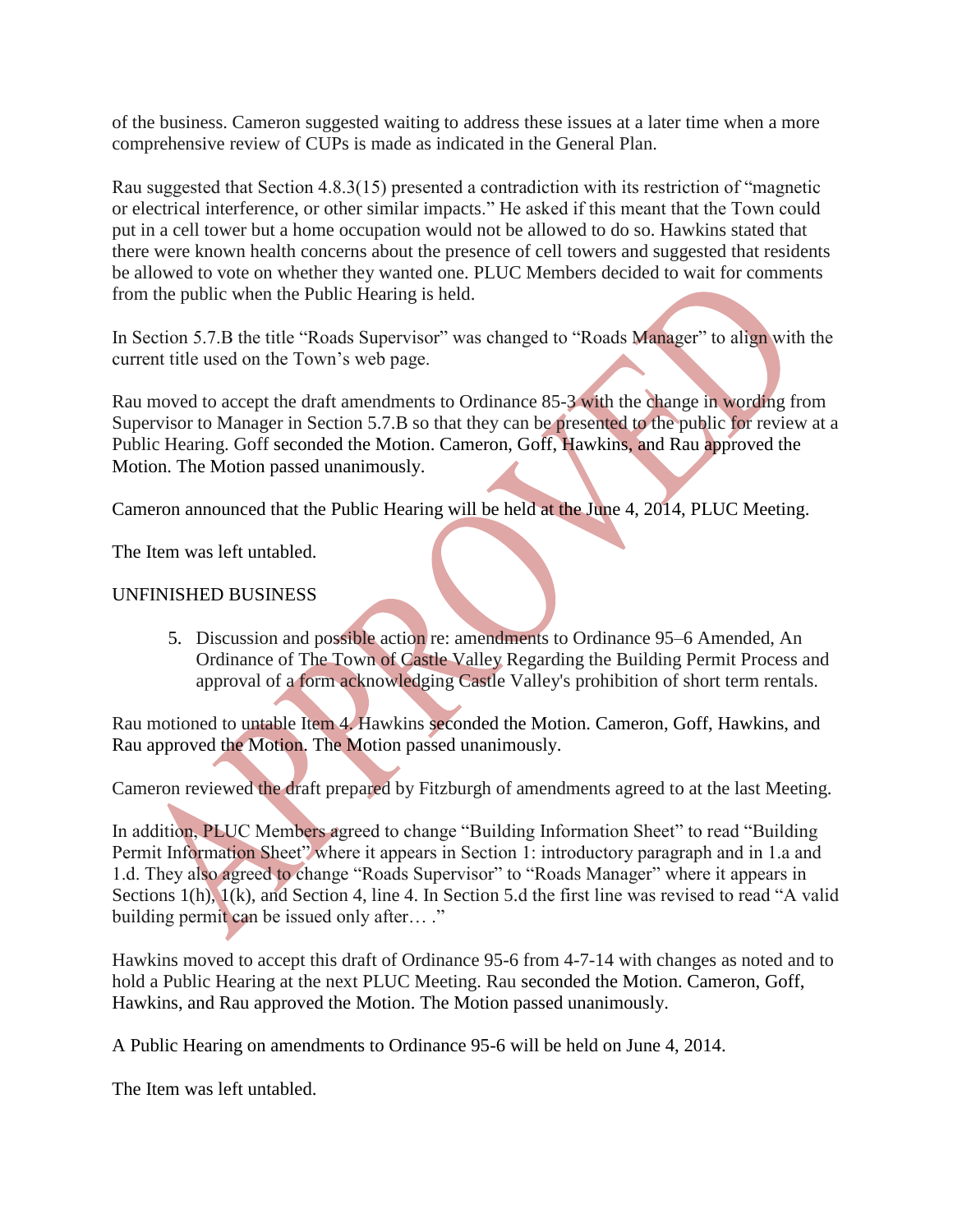of the business. Cameron suggested waiting to address these issues at a later time when a more comprehensive review of CUPs is made as indicated in the General Plan.

Rau suggested that Section 4.8.3(15) presented a contradiction with its restriction of "magnetic or electrical interference, or other similar impacts." He asked if this meant that the Town could put in a cell tower but a home occupation would not be allowed to do so. Hawkins stated that there were known health concerns about the presence of cell towers and suggested that residents be allowed to vote on whether they wanted one. PLUC Members decided to wait for comments from the public when the Public Hearing is held.

In Section 5.7.B the title "Roads Supervisor" was changed to "Roads Manager" to align with the current title used on the Town's web page.

Rau moved to accept the draft amendments to Ordinance 85-3 with the change in wording from Supervisor to Manager in Section 5.7.B so that they can be presented to the public for review at a Public Hearing. Goff seconded the Motion. Cameron, Goff, Hawkins, and Rau approved the Motion. The Motion passed unanimously.

Cameron announced that the Public Hearing will be held at the June 4, 2014, PLUC Meeting.

The Item was left untabled.

UNFINISHED BUSINESS

5. Discussion and possible action re: amendments to Ordinance 95–6 Amended, An Ordinance of The Town of Castle Valley Regarding the Building Permit Process and approval of a form acknowledging Castle Valley's prohibition of short term rentals.

Rau motioned to untable Item 4. Hawkins seconded the Motion. Cameron, Goff, Hawkins, and Rau approved the Motion. The Motion passed unanimously.

Cameron reviewed the draft prepared by Fitzburgh of amendments agreed to at the last Meeting.

In addition, PLUC Members agreed to change "Building Information Sheet" to read "Building Permit Information Sheet" where it appears in Section 1: introductory paragraph and in 1.a and 1.d. They also agreed to change "Roads Supervisor" to "Roads Manager" where it appears in Sections 1(h), 1(k), and Section 4, line 4. In Section 5.d the first line was revised to read "A valid building permit can be issued only after… ."

Hawkins moved to accept this draft of Ordinance 95-6 from 4-7-14 with changes as noted and to hold a Public Hearing at the next PLUC Meeting. Rau seconded the Motion. Cameron, Goff, Hawkins, and Rau approved the Motion. The Motion passed unanimously.

A Public Hearing on amendments to Ordinance 95-6 will be held on June 4, 2014.

The Item was left untabled.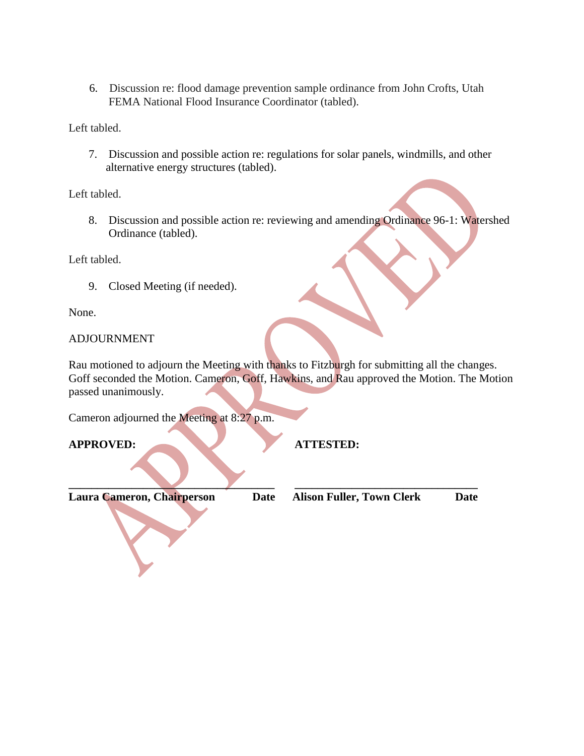6. Discussion re: flood damage prevention sample ordinance from John Crofts, Utah FEMA National Flood Insurance Coordinator (tabled).

Left tabled.

7. Discussion and possible action re: regulations for solar panels, windmills, and other alternative energy structures (tabled).

Left tabled.

8. Discussion and possible action re: reviewing and amending Ordinance 96-1: Watershed Ordinance (tabled).

Left tabled.

9. Closed Meeting (if needed).

None.

ADJOURNMENT

Rau motioned to adjourn the Meeting with thanks to Fitzburgh for submitting all the changes. Goff seconded the Motion. Cameron, Goff, Hawkins, and Rau approved the Motion. The Motion passed unanimously.

Cameron adjourned the Meeting at 8:27 p.m.

**APPROVED:** **ATTESTED:**

___________________________________ ___________________________________

**Laura Cameron, Chairperson Date** **Alison Fuller, Town Clerk Date**

APPROVED